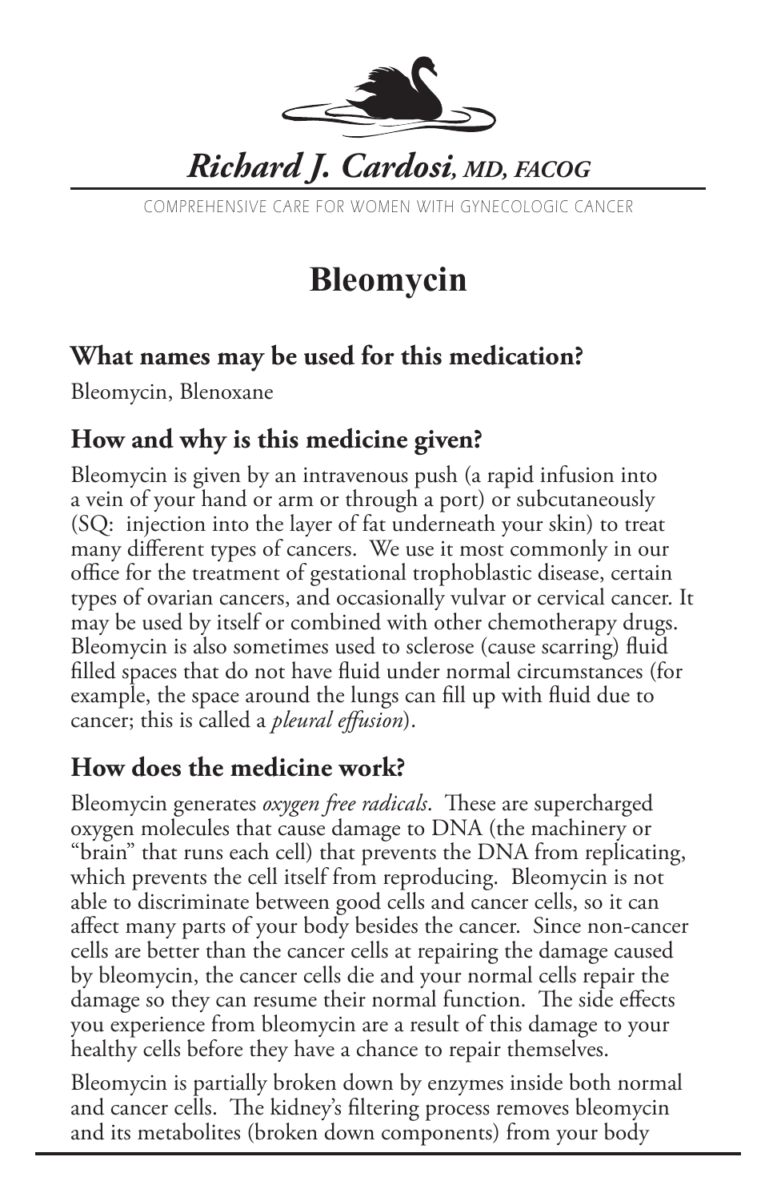*Richard J. Cardosi, MD, FACOG*

COMPREHENSIVE CARE FOR WOMEN WITH GYNECOLOGIC CANCER

# Bleomycin

## What names may be used for this medication?

Bleomycin, Blenoxane

## How and why is this medicine given?

Bleomycin is given by an intravenous push (a rapid infusion into a vein of your hand or arm or through a port) or subcutaneously (SQ: injection into the layer of fat underneath your skin) to treat many different types of cancers. We use it most commonly in our office for the treatment of gestational trophoblastic disease, certain types of ovarian cancers, and occasionally vulvar or cervical cancer. It may be used by itself or combined with other chemotherapy drugs. Bleomycin is also sometimes used to sclerose (cause scarring) fluid filled spaces that do not have fluid under normal circumstances (for example, the space around the lungs can fill up with fluid due to cancer; this is called a *pleural effusion*).

## How does the medicine work?

Bleomycin generates *oxygen free radicals*. These are supercharged oxygen molecules that cause damage to DNA (the machinery or "brain" that runs each cell) that prevents the DNA from replicating, which prevents the cell itself from reproducing. Bleomycin is not able to discriminate between good cells and cancer cells, so it can affect many parts of your body besides the cancer. Since non-cancer cells are better than the cancer cells at repairing the damage caused by bleomycin, the cancer cells die and your normal cells repair the damage so they can resume their normal function. The side effects you experience from bleomycin are a result of this damage to your healthy cells before they have a chance to repair themselves.

Bleomycin is partially broken down by enzymes inside both normal and cancer cells. The kidney's filtering process removes bleomycin and its metabolites (broken down components) from your body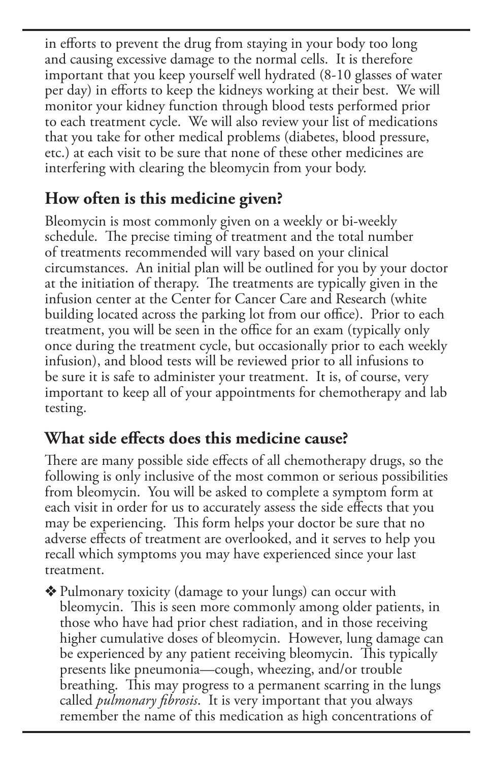in efforts to prevent the drug from staying in your body too long and causing excessive damage to the normal cells. It is therefore important that you keep yourself well hydrated (8-10 glasses of water per day) in efforts to keep the kidneys working at their best. We will monitor your kidney function through blood tests performed prior to each treatment cycle. We will also review your list of medications that you take for other medical problems (diabetes, blood pressure, etc.) at each visit to be sure that none of these other medicines are interfering with clearing the bleomycin from your body.

## How often is this medicine given?

Bleomycin is most commonly given on a weekly or bi-weekly schedule. The precise timing of treatment and the total number of treatments recommended will vary based on your clinical circumstances. An initial plan will be outlined for you by your doctor at the initiation of therapy. The treatments are typically given in the infusion center at the Center for Cancer Care and Research (white building located across the parking lot from our office). Prior to each treatment, you will be seen in the office for an exam (typically only once during the treatment cycle, but occasionally prior to each weekly infusion), and blood tests will be reviewed prior to all infusions to be sure it is safe to administer your treatment. It is, of course, very important to keep all of your appointments for chemotherapy and lab testing.

## What side effects does this medicine cause?

There are many possible side effects of all chemotherapy drugs, so the following is only inclusive of the most common or serious possibilities from bleomycin. You will be asked to complete a symptom form at each visit in order for us to accurately assess the side effects that you may be experiencing. This form helps your doctor be sure that no adverse effects of treatment are overlooked, and it serves to help you recall which symptoms you may have experienced since your last treatment.

❖ Pulmonary toxicity (damage to your lungs) can occur with bleomycin. This is seen more commonly among older patients, in those who have had prior chest radiation, and in those receiving higher cumulative doses of bleomycin. However, lung damage can be experienced by any patient receiving bleomycin. This typically presents like pneumonia—cough, wheezing, and/or trouble breathing. This may progress to a permanent scarring in the lungs called *pulmonary fibrosis*. It is very important that you always remember the name of this medication as high concentrations of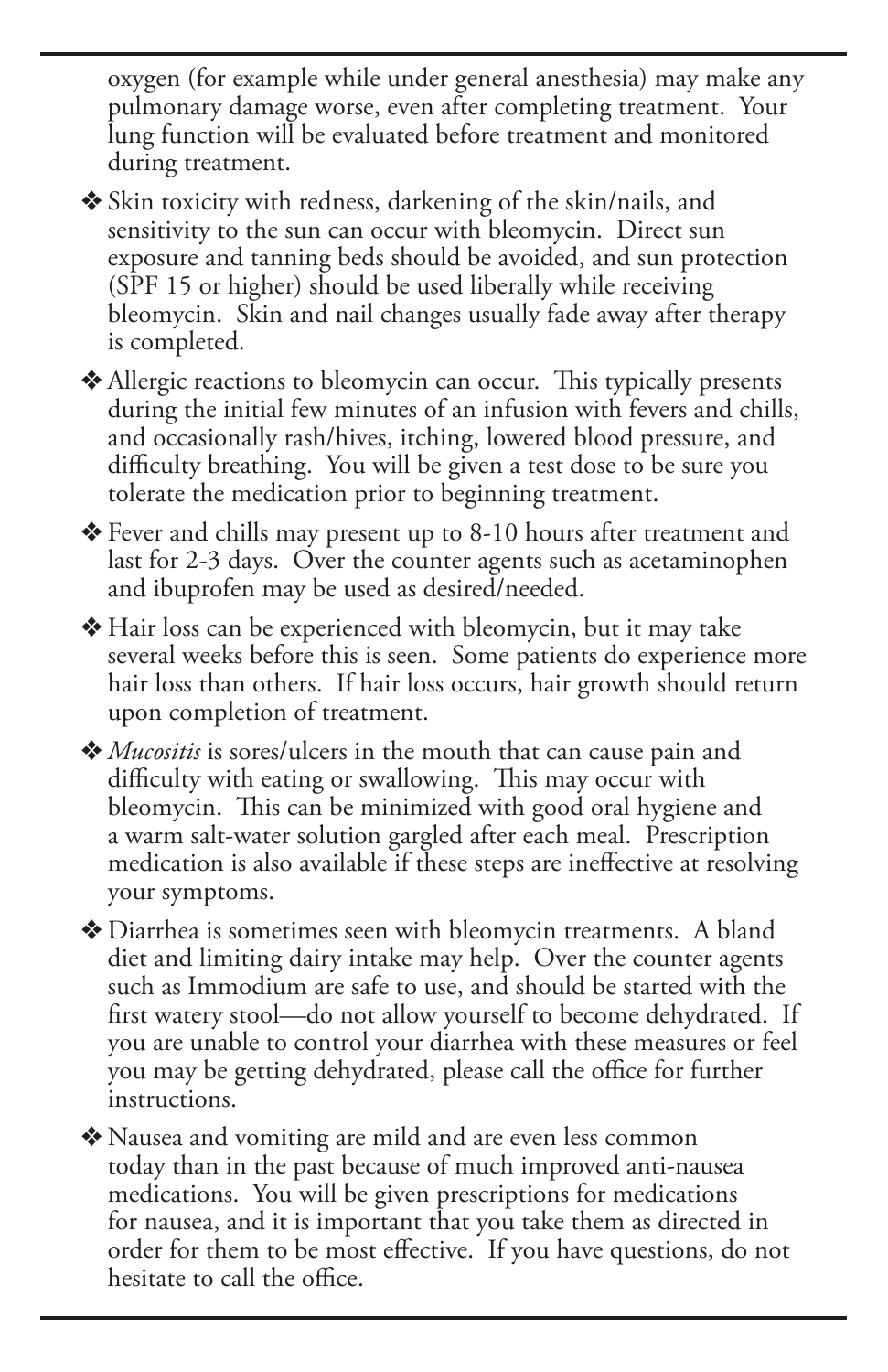oxygen (for example while under general anesthesia) may make any pulmonary damage worse, even after completing treatment. Your lung function will be evaluated before treatment and monitored during treatment.

❖ Skin toxicity with redness, darkening of the skin/nails, and sensitivity to the sun can occur with bleomycin. Direct sun exposure and tanning beds should be avoided, and sun protection (SPF 15 or higher) should be used liberally while receiving bleomycin. Skin and nail changes usually fade away after therapy is completed.

❖ Allergic reactions to bleomycin can occur. This typically presents during the initial few minutes of an infusion with fevers and chills, and occasionally rash/hives, itching, lowered blood pressure, and difficulty breathing. You will be given a test dose to be sure you tolerate the medication prior to beginning treatment.

❖ Fever and chills may present up to 8-10 hours after treatment and last for 2-3 days. Over the counter agents such as acetaminophen and ibuprofen may be used as desired/needed.

❖ Hair loss can be experienced with bleomycin, but it may take several weeks before this is seen. Some patients do experience more hair loss than others. If hair loss occurs, hair growth should return upon completion of treatment.

❖ *Mucositis* is sores/ulcers in the mouth that can cause pain and difficulty with eating or swallowing. This may occur with bleomycin. This can be minimized with good oral hygiene and a warm salt-water solution gargled after each meal. Prescription medication is also available if these steps are ineffective at resolving your symptoms.

❖ Diarrhea is sometimes seen with bleomycin treatments. A bland diet and limiting dairy intake may help. Over the counter agents such as Immodium are safe to use, and should be started with the first watery stool—do not allow yourself to become dehydrated. If you are unable to control your diarrhea with these measures or feel you may be getting dehydrated, please call the office for further instructions.

❖ Nausea and vomiting are mild and are even less common today than in the past because of much improved anti-nausea medications. You will be given prescriptions for medications for nausea, and it is important that you take them as directed in order for them to be most effective. If you have questions, do not hesitate to call the office.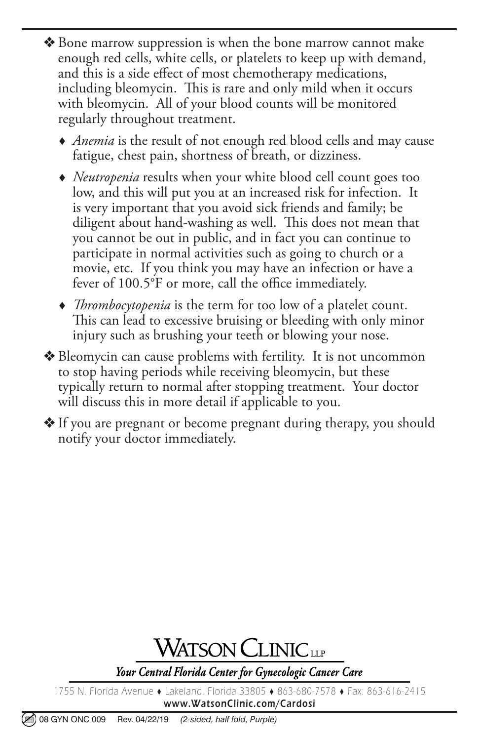- ❖ Bone marrow suppression is when the bone marrow cannot make enough red cells, white cells, or platelets to keep up with demand, and this is a side effect of most chemotherapy medications, including bleomycin. This is rare and only mild when it occurs with bleomycin. All of your blood counts will be monitored regularly throughout treatment.
  - ♦ *Anemia* is the result of not enough red blood cells and may cause fatigue, chest pain, shortness of breath, or dizziness.
  - ♦ *Neutropenia* results when your white blood cell count goes too low, and this will put you at an increased risk for infection. It is very important that you avoid sick friends and family; be diligent about hand-washing as well. This does not mean that you cannot be out in public, and in fact you can continue to participate in normal activities such as going to church or a movie, etc. If you think you may have an infection or have a fever of 100.5°F or more, call the office immediately.
  - ♦ *Thrombocytopenia* is the term for too low of a platelet count. This can lead to excessive bruising or bleeding with only minor injury such as brushing your teeth or blowing your nose.
- ❖ Bleomycin can cause problems with fertility. It is not uncommon to stop having periods while receiving bleomycin, but these typically return to normal after stopping treatment. Your doctor will discuss this in more detail if applicable to you.
- ❖ If you are pregnant or become pregnant during therapy, you should notify your doctor immediately.

**WATSON CLINIC LLP**

***Your Central Florida Center for Gynecologic Cancer Care***

1755 N. Florida Avenue ♦ Lakeland, Florida 33805 ♦ 863-680-7578 ♦ Fax: 863-616-2415

**www.WatsonClinic.com/Cardosi**

08 GYN ONC 009 Rev. 04/22/19 *(2-sided, half fold, Purple)*